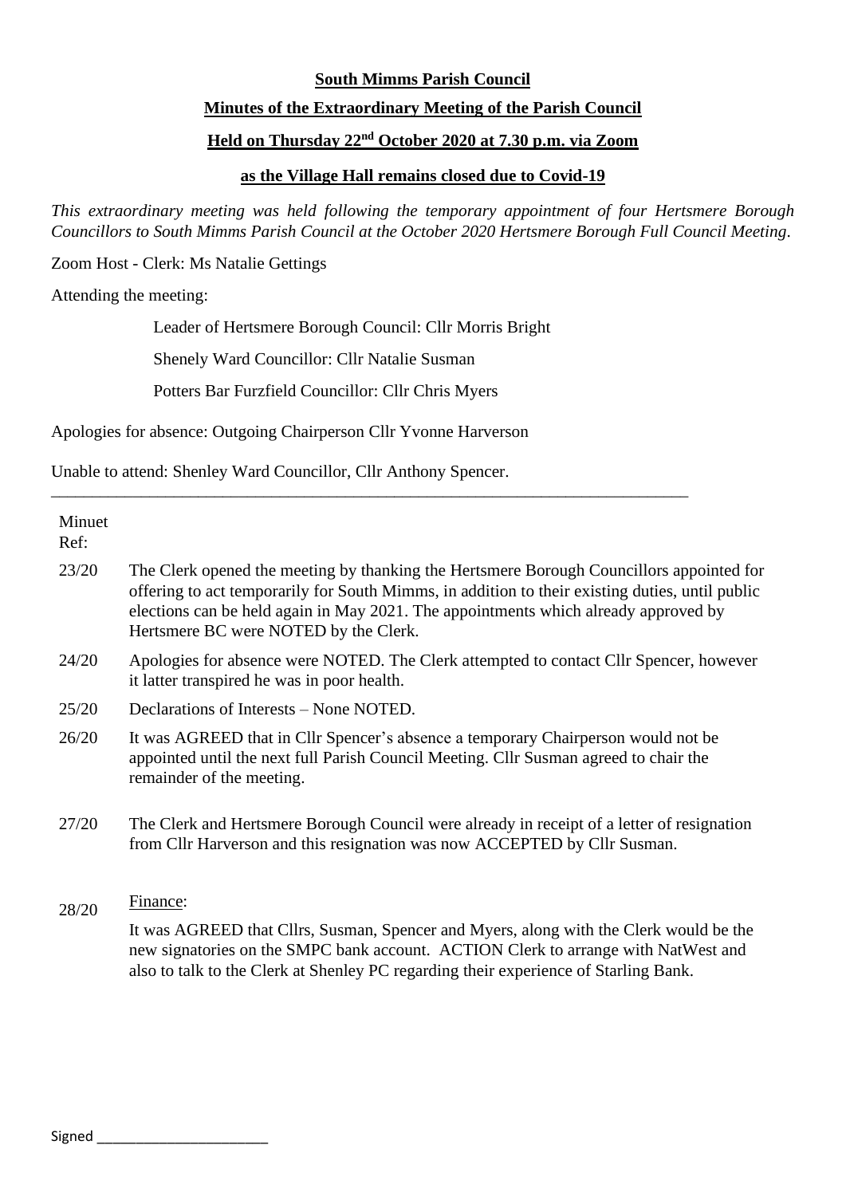**South Mimms Parish Council**

**Minutes of the Extraordinary Meeting of the Parish Council**

**Held on Thursday 22nd October 2020 at 7.30 p.m. via Zoom**

**as the Village Hall remains closed due to Covid-19**

*This extraordinary meeting was held following the temporary appointment of four Hertsmere Borough Councillors to South Mimms Parish Council at the October 2020 Hertsmere Borough Full Council Meeting.*

Zoom Host - Clerk: Ms Natalie Gettings

Attending the meeting:

Leader of Hertsmere Borough Council: Cllr Morris Bright

Shenely Ward Councillor: Cllr Natalie Susman

Potters Bar Furzfield Councillor: Cllr Chris Myers

Apologies for absence: Outgoing Chairperson Cllr Yvonne Harverson

Unable to attend: Shenley Ward Councillor, Cllr Anthony Spencer.

---

| Minuet Ref: | |
|---|---|
| 23/20 | The Clerk opened the meeting by thanking the Hertsmere Borough Councillors appointed for offering to act temporarily for South Mimms, in addition to their existing duties, until public elections can be held again in May 2021. The appointments which already approved by Hertsmere BC were NOTED by the Clerk. |
| 24/20 | Apologies for absence were NOTED. The Clerk attempted to contact Cllr Spencer, however it latter transpired he was in poor health. |
| 25/20 | Declarations of Interests – None NOTED. |
| 26/20 | It was AGREED that in Cllr Spencer's absence a temporary Chairperson would not be appointed until the next full Parish Council Meeting. Cllr Susman agreed to chair the remainder of the meeting. |
| 27/20 | The Clerk and Hertsmere Borough Council were already in receipt of a letter of resignation from Cllr Harverson and this resignation was now ACCEPTED by Cllr Susman. |
| 28/20 | Finance: It was AGREED that Cllrs, Susman, Spencer and Myers, along with the Clerk would be the new signatories on the SMPC bank account. ACTION Clerk to arrange with NatWest and also to talk to the Clerk at Shenley PC regarding their experience of Starling Bank. |

Signed ______________________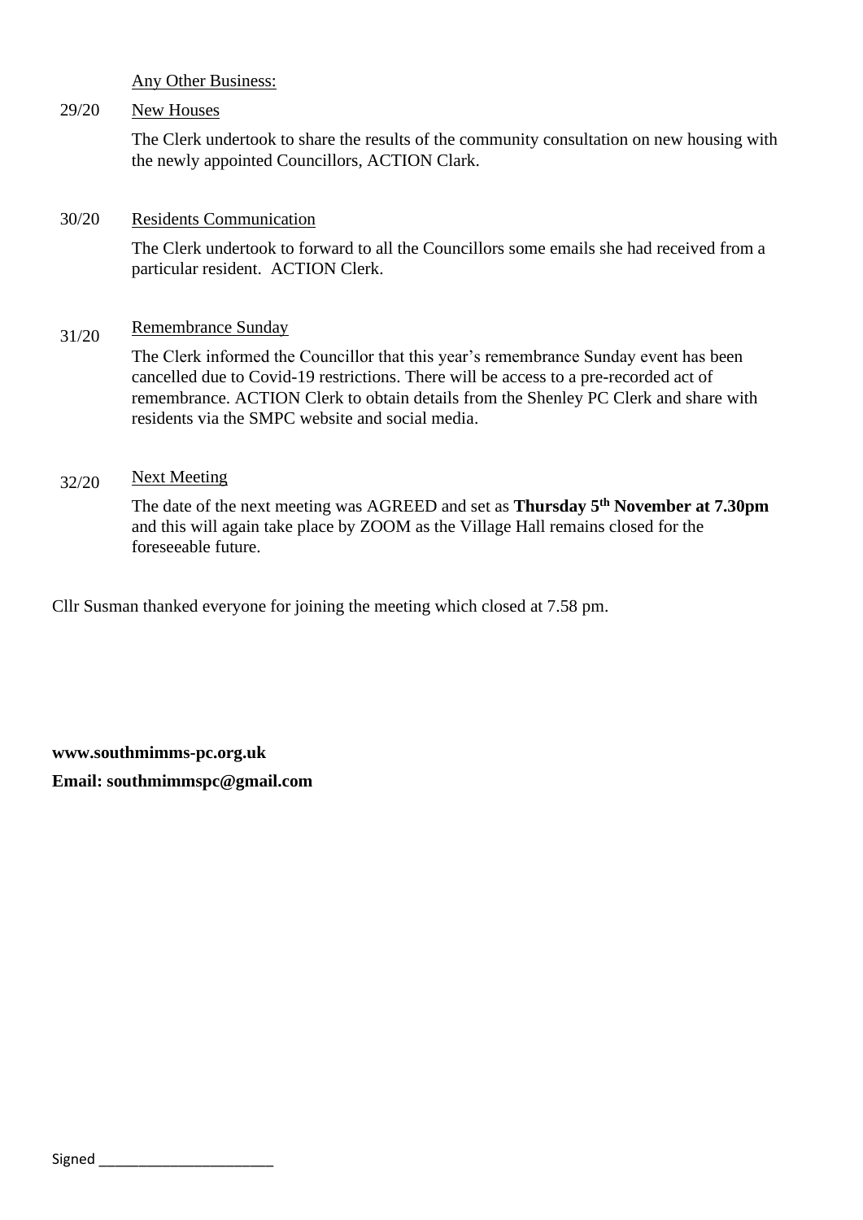Any Other Business:

29/20 New Houses

The Clerk undertook to share the results of the community consultation on new housing with the newly appointed Councillors, ACTION Clark.

30/20 Residents Communication

The Clerk undertook to forward to all the Councillors some emails she had received from a particular resident. ACTION Clerk.

31/20 Remembrance Sunday

The Clerk informed the Councillor that this year's remembrance Sunday event has been cancelled due to Covid-19 restrictions. There will be access to a pre-recorded act of remembrance. ACTION Clerk to obtain details from the Shenley PC Clerk and share with residents via the SMPC website and social media.

32/20 Next Meeting

The date of the next meeting was AGREED and set as **Thursday 5th November at 7.30pm** and this will again take place by ZOOM as the Village Hall remains closed for the foreseeable future.

Cllr Susman thanked everyone for joining the meeting which closed at 7.58 pm.

**www.southmimms-pc.org.uk**

**Email: southmimmspc@gmail.com**

Signed ______________________